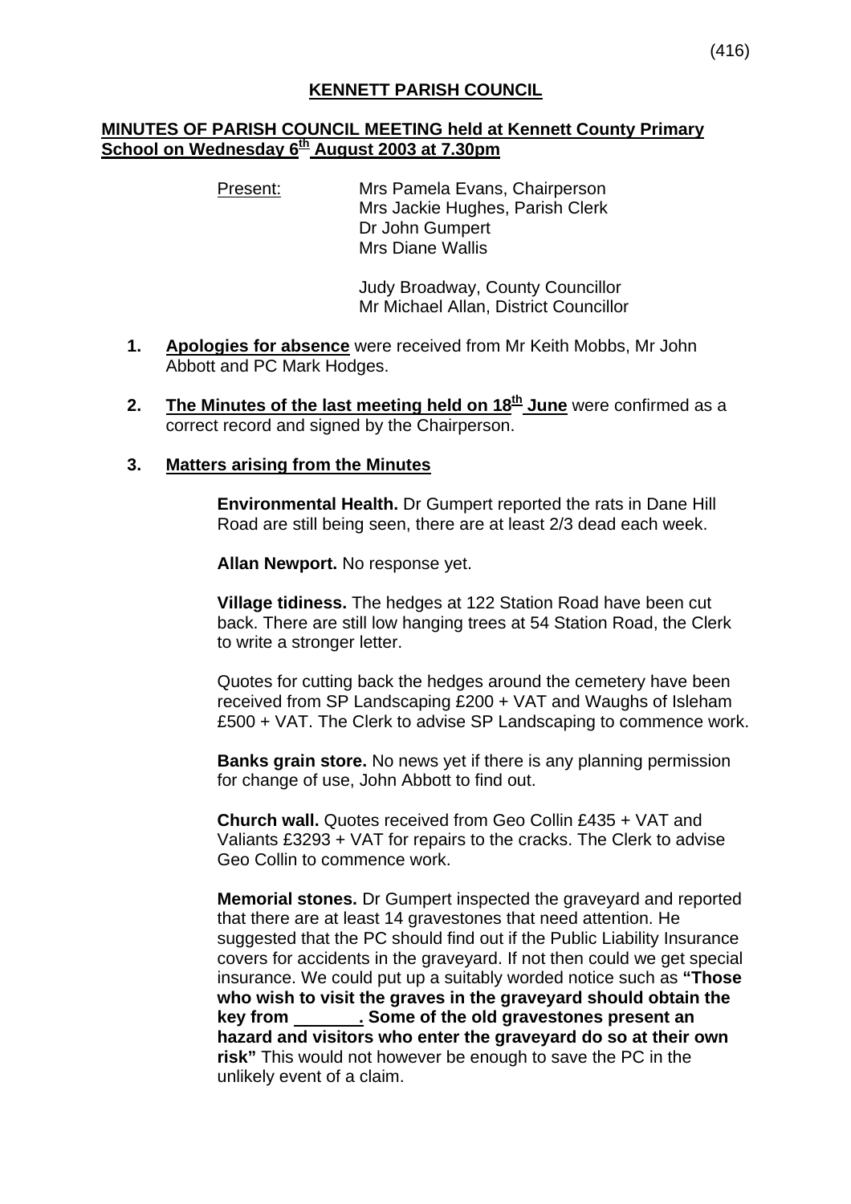# KENNETT PARISH COUNCIL

## MINUTES OF PARISH COUNCIL MEETING held at Kennett County Primary School on Wednesday 6th August 2003 at 7.30pm

Present: Mrs Pamela Evans, Chairperson
Mrs Jackie Hughes, Parish Clerk
Dr John Gumpert
Mrs Diane Wallis

Judy Broadway, County Councillor
Mr Michael Allan, District Councillor

1. **Apologies for absence** were received from Mr Keith Mobbs, Mr John Abbott and PC Mark Hodges.

2. **The Minutes of the last meeting held on 18th June** were confirmed as a correct record and signed by the Chairperson.

3. **Matters arising from the Minutes**

   **Environmental Health.** Dr Gumpert reported the rats in Dane Hill Road are still being seen, there are at least 2/3 dead each week.

   **Allan Newport.** No response yet.

   **Village tidiness.** The hedges at 122 Station Road have been cut back. There are still low hanging trees at 54 Station Road, the Clerk to write a stronger letter.

   Quotes for cutting back the hedges around the cemetery have been received from SP Landscaping £200 + VAT and Waughs of Isleham £500 + VAT. The Clerk to advise SP Landscaping to commence work.

   **Banks grain store.** No news yet if there is any planning permission for change of use, John Abbott to find out.

   **Church wall.** Quotes received from Geo Collin £435 + VAT and Valiants £3293 + VAT for repairs to the cracks. The Clerk to advise Geo Collin to commence work.

   **Memorial stones.** Dr Gumpert inspected the graveyard and reported that there are at least 14 gravestones that need attention. He suggested that the PC should find out if the Public Liability Insurance covers for accidents in the graveyard. If not then could we get special insurance. We could put up a suitably worded notice such as **"Those who wish to visit the graves in the graveyard should obtain the key from \_\_\_\_\_\_\_. Some of the old gravestones present an hazard and visitors who enter the graveyard do so at their own risk"** This would not however be enough to save the PC in the unlikely event of a claim.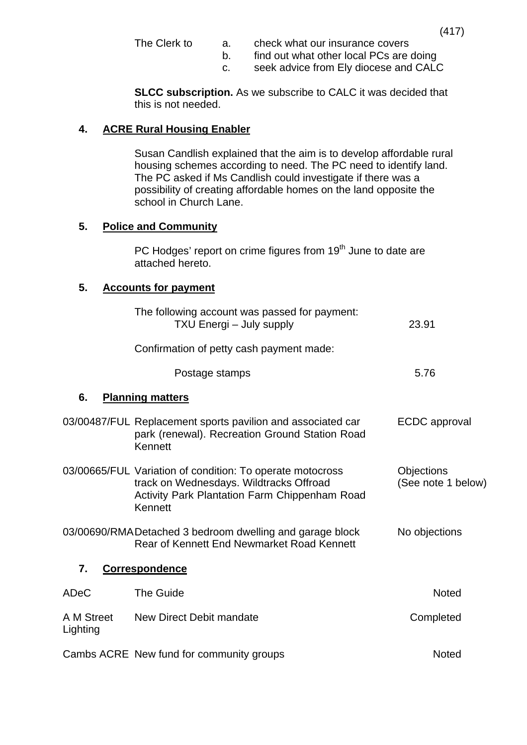The Clerk to
a. check what our insurance covers
b. find out what other local PCs are doing
c. seek advice from Ely diocese and CALC

**SLCC subscription.** As we subscribe to CALC it was decided that this is not needed.

## 4. ACRE Rural Housing Enabler

Susan Candlish explained that the aim is to develop affordable rural housing schemes according to need. The PC need to identify land. The PC asked if Ms Candlish could investigate if there was a possibility of creating affordable homes on the land opposite the school in Church Lane.

## 5. Police and Community

PC Hodges' report on crime figures from 19th June to date are attached hereto.

## 5. Accounts for payment

The following account was passed for payment:

| | |
|---|---|
| TXU Energi – July supply | 23.91 |

Confirmation of petty cash payment made:

| | |
|---|---|
| Postage stamps | 5.76 |

## 6. Planning matters

| | | |
|---|---|---|
| 03/00487/FUL | Replacement sports pavilion and associated car park (renewal). Recreation Ground Station Road Kennett | ECDC approval |
| 03/00665/FUL | Variation of condition: To operate motocross track on Wednesdays. Wildtracks Offroad Activity Park Plantation Farm Chippenham Road Kennett | Objections (See note 1 below) |
| 03/00690/RMA | Detached 3 bedroom dwelling and garage block Rear of Kennett End Newmarket Road Kennett | No objections |

## 7. Correspondence

| | | |
|---|---|---|
| ADeC | The Guide | Noted |
| A M Street Lighting | New Direct Debit mandate | Completed |
| Cambs ACRE | New fund for community groups | Noted |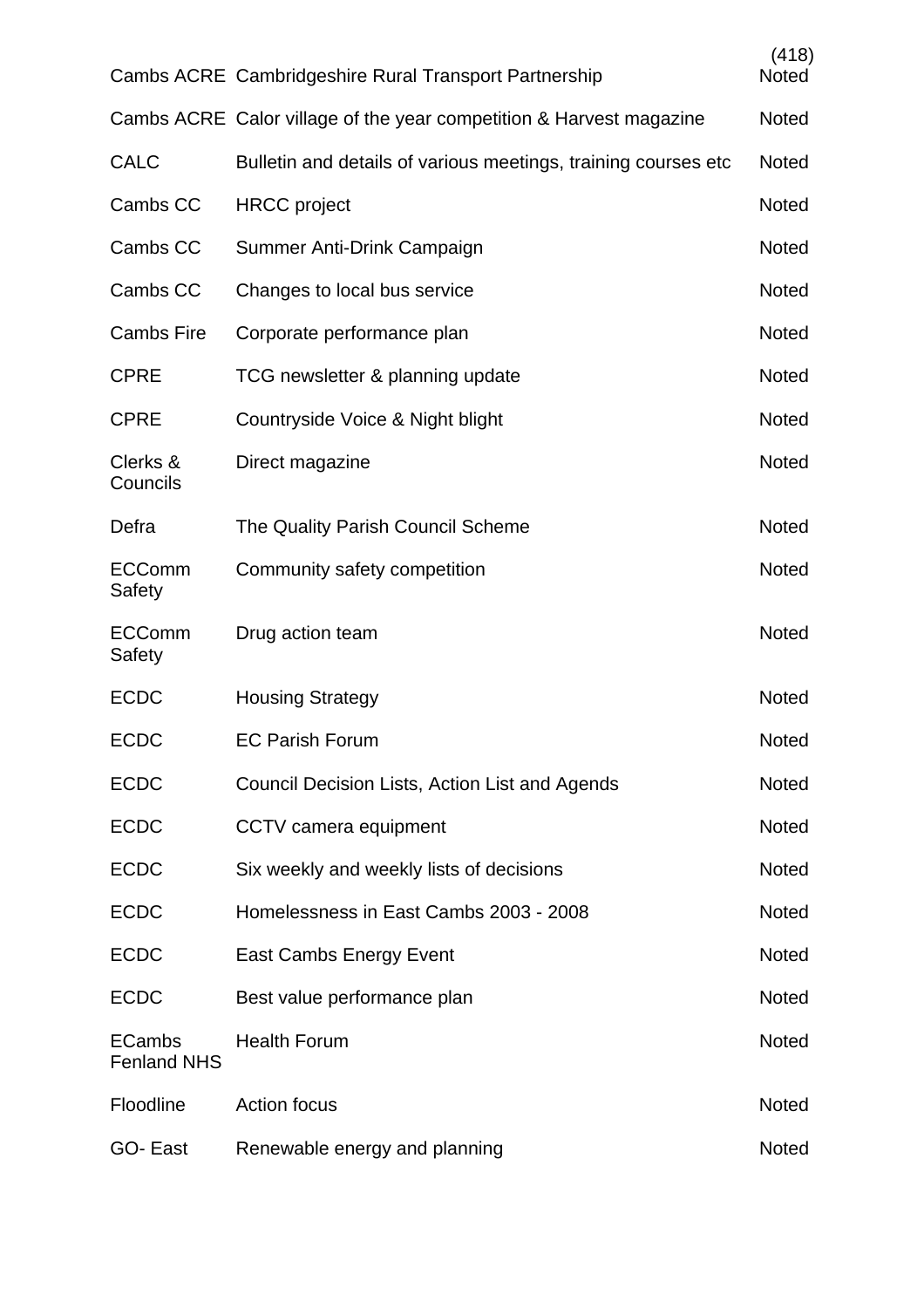(418)

| | | |
|---|---|---|
| Cambs ACRE | Cambridgeshire Rural Transport Partnership | Noted |
| Cambs ACRE | Calor village of the year competition & Harvest magazine | Noted |
| CALC | Bulletin and details of various meetings, training courses etc | Noted |
| Cambs CC | HRCC project | Noted |
| Cambs CC | Summer Anti-Drink Campaign | Noted |
| Cambs CC | Changes to local bus service | Noted |
| Cambs Fire | Corporate performance plan | Noted |
| CPRE | TCG newsletter & planning update | Noted |
| CPRE | Countryside Voice & Night blight | Noted |
| Clerks & Councils | Direct magazine | Noted |
| Defra | The Quality Parish Council Scheme | Noted |
| ECComm Safety | Community safety competition | Noted |
| ECComm Safety | Drug action team | Noted |
| ECDC | Housing Strategy | Noted |
| ECDC | EC Parish Forum | Noted |
| ECDC | Council Decision Lists, Action List and Agends | Noted |
| ECDC | CCTV camera equipment | Noted |
| ECDC | Six weekly and weekly lists of decisions | Noted |
| ECDC | Homelessness in East Cambs 2003 - 2008 | Noted |
| ECDC | East Cambs Energy Event | Noted |
| ECDC | Best value performance plan | Noted |
| ECambs Fenland NHS | Health Forum | Noted |
| Floodline | Action focus | Noted |
| GO- East | Renewable energy and planning | Noted |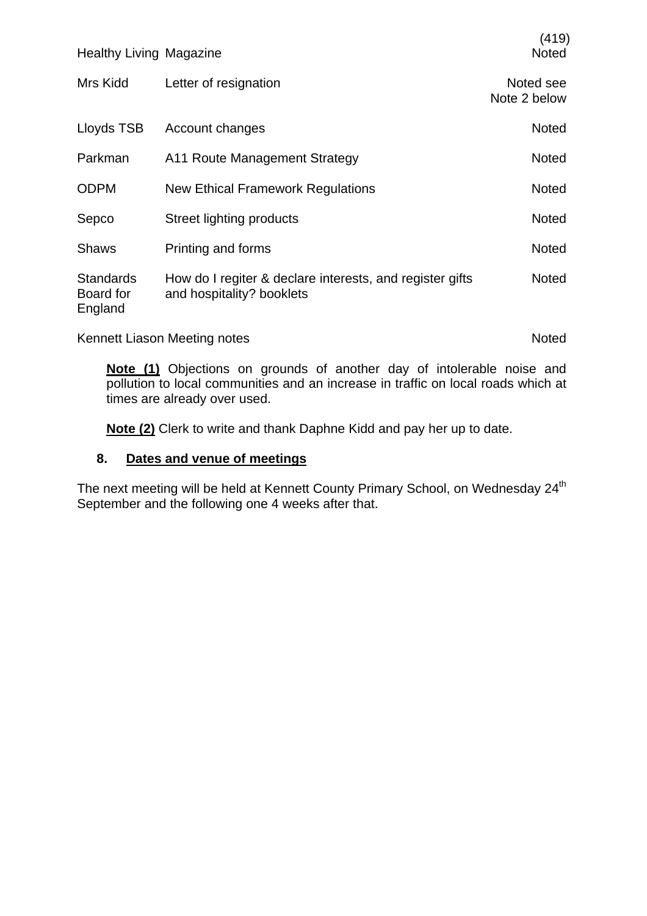(419)

| | | |
|---|---|---|
| Healthy Living | Magazine | Noted |
| Mrs Kidd | Letter of resignation | Noted see Note 2 below |
| Lloyds TSB | Account changes | Noted |
| Parkman | A11 Route Management Strategy | Noted |
| ODPM | New Ethical Framework Regulations | Noted |
| Sepco | Street lighting products | Noted |
| Shaws | Printing and forms | Noted |
| Standards Board for England | How do I regiter & declare interests, and register gifts and hospitality? booklets | Noted |
| Kennett Liason Meeting notes | | Noted |

**Note (1)** Objections on grounds of another day of intolerable noise and pollution to local communities and an increase in traffic on local roads which at times are already over used.

**Note (2)** Clerk to write and thank Daphne Kidd and pay her up to date.

## 8. Dates and venue of meetings

The next meeting will be held at Kennett County Primary School, on Wednesday 24th September and the following one 4 weeks after that.